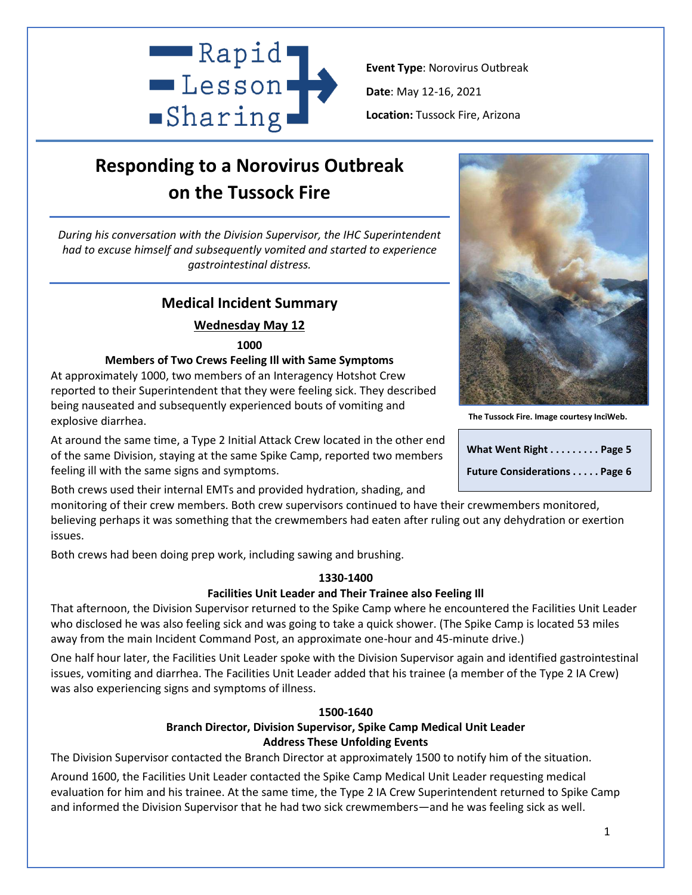Rapid Lesson Sharing

**Event Type**: Norovirus Outbreak

**Date**: May 12-16, 2021

**Location:** Tussock Fire, Arizona

# Responding to a Norovirus Outbreak on the Tussock Fire

*During his conversation with the Division Supervisor, the IHC Superintendent had to excuse himself and subsequently vomited and started to experience gastrointestinal distress.*

The Tussock Fire. Image courtesy InciWeb.

**What Went Right . . . . . . . . . Page 5**

**Future Considerations . . . . . Page 6**

## Medical Incident Summary

### Wednesday May 12

**1000**

**Members of Two Crews Feeling Ill with Same Symptoms**

At approximately 1000, two members of an Interagency Hotshot Crew reported to their Superintendent that they were feeling sick. They described being nauseated and subsequently experienced bouts of vomiting and explosive diarrhea.

At around the same time, a Type 2 Initial Attack Crew located in the other end of the same Division, staying at the same Spike Camp, reported two members feeling ill with the same signs and symptoms.

Both crews used their internal EMTs and provided hydration, shading, and monitoring of their crew members. Both crew supervisors continued to have their crewmembers monitored, believing perhaps it was something that the crewmembers had eaten after ruling out any dehydration or exertion issues.

Both crews had been doing prep work, including sawing and brushing.

**1330-1400**

**Facilities Unit Leader and Their Trainee also Feeling Ill**

That afternoon, the Division Supervisor returned to the Spike Camp where he encountered the Facilities Unit Leader who disclosed he was also feeling sick and was going to take a quick shower. (The Spike Camp is located 53 miles away from the main Incident Command Post, an approximate one-hour and 45-minute drive.)

One half hour later, the Facilities Unit Leader spoke with the Division Supervisor again and identified gastrointestinal issues, vomiting and diarrhea. The Facilities Unit Leader added that his trainee (a member of the Type 2 IA Crew) was also experiencing signs and symptoms of illness.

**1500-1640**

**Branch Director, Division Supervisor, Spike Camp Medical Unit Leader Address These Unfolding Events**

The Division Supervisor contacted the Branch Director at approximately 1500 to notify him of the situation.

Around 1600, the Facilities Unit Leader contacted the Spike Camp Medical Unit Leader requesting medical evaluation for him and his trainee. At the same time, the Type 2 IA Crew Superintendent returned to Spike Camp and informed the Division Supervisor that he had two sick crewmembers—and he was feeling sick as well.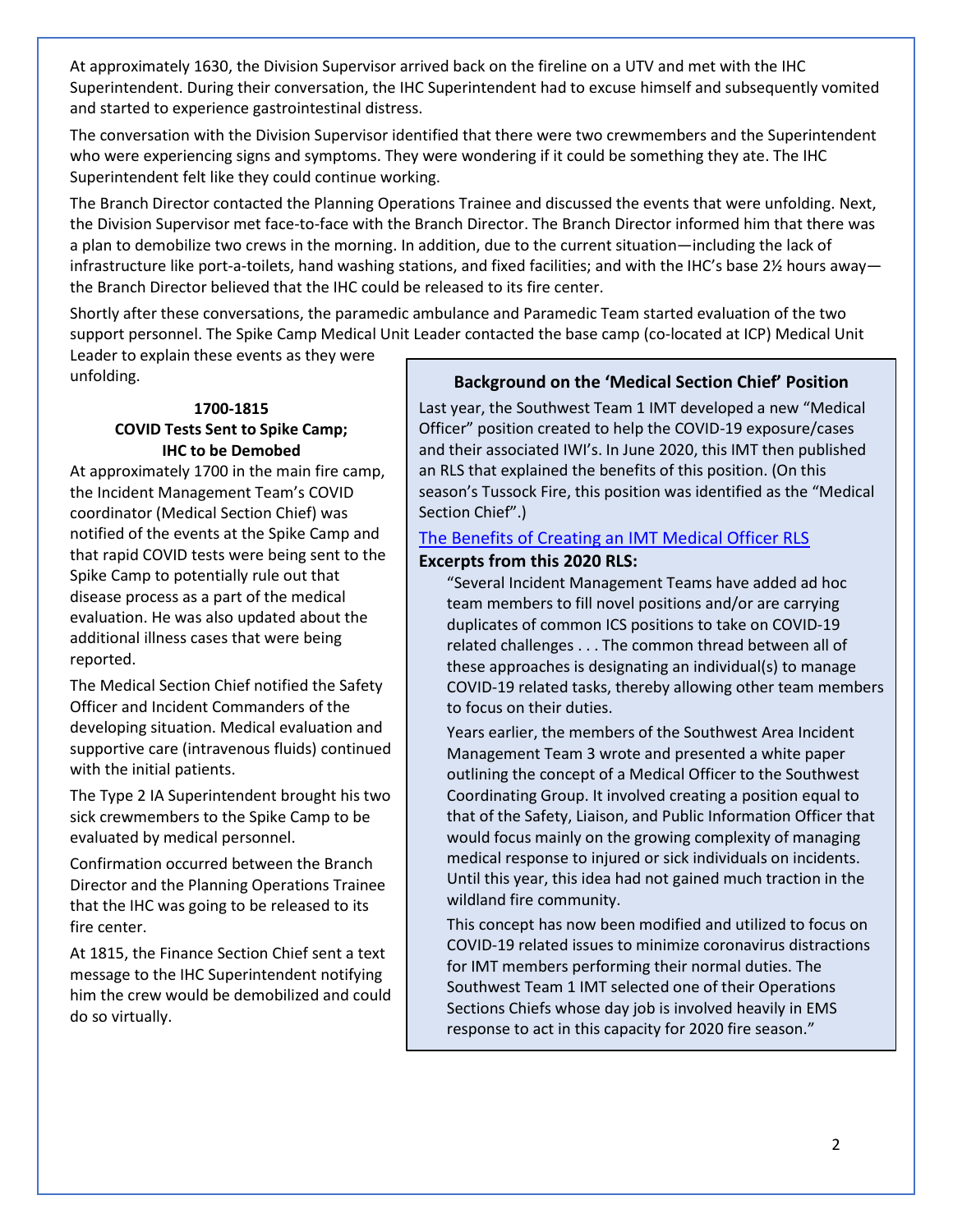At approximately 1630, the Division Supervisor arrived back on the fireline on a UTV and met with the IHC Superintendent. During their conversation, the IHC Superintendent had to excuse himself and subsequently vomited and started to experience gastrointestinal distress.

The conversation with the Division Supervisor identified that there were two crewmembers and the Superintendent who were experiencing signs and symptoms. They were wondering if it could be something they ate. The IHC Superintendent felt like they could continue working.

The Branch Director contacted the Planning Operations Trainee and discussed the events that were unfolding. Next, the Division Supervisor met face-to-face with the Branch Director. The Branch Director informed him that there was a plan to demobilize two crews in the morning. In addition, due to the current situation—including the lack of infrastructure like port-a-toilets, hand washing stations, and fixed facilities; and with the IHC's base 2½ hours away—the Branch Director believed that the IHC could be released to its fire center.

Shortly after these conversations, the paramedic ambulance and Paramedic Team started evaluation of the two support personnel. The Spike Camp Medical Unit Leader contacted the base camp (co-located at ICP) Medical Unit Leader to explain these events as they were unfolding.

### 1700-1815 COVID Tests Sent to Spike Camp; IHC to be Demobed

At approximately 1700 in the main fire camp, the Incident Management Team's COVID coordinator (Medical Section Chief) was notified of the events at the Spike Camp and that rapid COVID tests were being sent to the Spike Camp to potentially rule out that disease process as a part of the medical evaluation. He was also updated about the additional illness cases that were being reported.

The Medical Section Chief notified the Safety Officer and Incident Commanders of the developing situation. Medical evaluation and supportive care (intravenous fluids) continued with the initial patients.

The Type 2 IA Superintendent brought his two sick crewmembers to the Spike Camp to be evaluated by medical personnel.

Confirmation occurred between the Branch Director and the Planning Operations Trainee that the IHC was going to be released to its fire center.

At 1815, the Finance Section Chief sent a text message to the IHC Superintendent notifying him the crew would be demobilized and could do so virtually.

### Background on the 'Medical Section Chief' Position

Last year, the Southwest Team 1 IMT developed a new "Medical Officer" position created to help the COVID-19 exposure/cases and their associated IWI's. In June 2020, this IMT then published an RLS that explained the benefits of this position. (On this season's Tussock Fire, this position was identified as the "Medical Section Chief".)

The Benefits of Creating an IMT Medical Officer RLS

**Excerpts from this 2020 RLS:**

> "Several Incident Management Teams have added ad hoc team members to fill novel positions and/or are carrying duplicates of common ICS positions to take on COVID-19 related challenges . . . The common thread between all of these approaches is designating an individual(s) to manage COVID-19 related tasks, thereby allowing other team members to focus on their duties.
>
> Years earlier, the members of the Southwest Area Incident Management Team 3 wrote and presented a white paper outlining the concept of a Medical Officer to the Southwest Coordinating Group. It involved creating a position equal to that of the Safety, Liaison, and Public Information Officer that would focus mainly on the growing complexity of managing medical response to injured or sick individuals on incidents. Until this year, this idea had not gained much traction in the wildland fire community.
>
> This concept has now been modified and utilized to focus on COVID-19 related issues to minimize coronavirus distractions for IMT members performing their normal duties. The Southwest Team 1 IMT selected one of their Operations Sections Chiefs whose day job is involved heavily in EMS response to act in this capacity for 2020 fire season."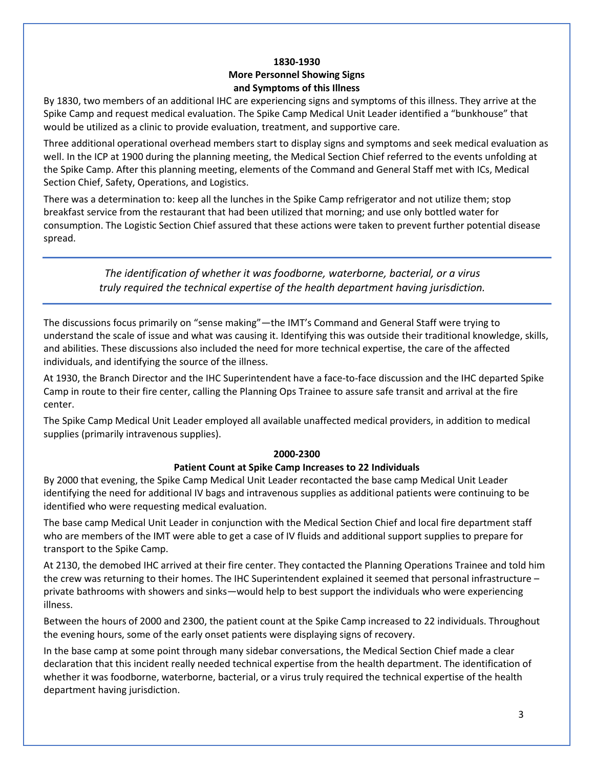**1830-1930**
**More Personnel Showing Signs and Symptoms of this Illness**

By 1830, two members of an additional IHC are experiencing signs and symptoms of this illness. They arrive at the Spike Camp and request medical evaluation. The Spike Camp Medical Unit Leader identified a "bunkhouse" that would be utilized as a clinic to provide evaluation, treatment, and supportive care.

Three additional operational overhead members start to display signs and symptoms and seek medical evaluation as well. In the ICP at 1900 during the planning meeting, the Medical Section Chief referred to the events unfolding at the Spike Camp. After this planning meeting, elements of the Command and General Staff met with ICs, Medical Section Chief, Safety, Operations, and Logistics.

There was a determination to: keep all the lunches in the Spike Camp refrigerator and not utilize them; stop breakfast service from the restaurant that had been utilized that morning; and use only bottled water for consumption. The Logistic Section Chief assured that these actions were taken to prevent further potential disease spread.

---

*The identification of whether it was foodborne, waterborne, bacterial, or a virus truly required the technical expertise of the health department having jurisdiction.*

---

The discussions focus primarily on "sense making"—the IMT's Command and General Staff were trying to understand the scale of issue and what was causing it. Identifying this was outside their traditional knowledge, skills, and abilities. These discussions also included the need for more technical expertise, the care of the affected individuals, and identifying the source of the illness.

At 1930, the Branch Director and the IHC Superintendent have a face-to-face discussion and the IHC departed Spike Camp in route to their fire center, calling the Planning Ops Trainee to assure safe transit and arrival at the fire center.

The Spike Camp Medical Unit Leader employed all available unaffected medical providers, in addition to medical supplies (primarily intravenous supplies).

**2000-2300**
**Patient Count at Spike Camp Increases to 22 Individuals**

By 2000 that evening, the Spike Camp Medical Unit Leader recontacted the base camp Medical Unit Leader identifying the need for additional IV bags and intravenous supplies as additional patients were continuing to be identified who were requesting medical evaluation.

The base camp Medical Unit Leader in conjunction with the Medical Section Chief and local fire department staff who are members of the IMT were able to get a case of IV fluids and additional support supplies to prepare for transport to the Spike Camp.

At 2130, the demobed IHC arrived at their fire center. They contacted the Planning Operations Trainee and told him the crew was returning to their homes. The IHC Superintendent explained it seemed that personal infrastructure – private bathrooms with showers and sinks—would help to best support the individuals who were experiencing illness.

Between the hours of 2000 and 2300, the patient count at the Spike Camp increased to 22 individuals. Throughout the evening hours, some of the early onset patients were displaying signs of recovery.

In the base camp at some point through many sidebar conversations, the Medical Section Chief made a clear declaration that this incident really needed technical expertise from the health department. The identification of whether it was foodborne, waterborne, bacterial, or a virus truly required the technical expertise of the health department having jurisdiction.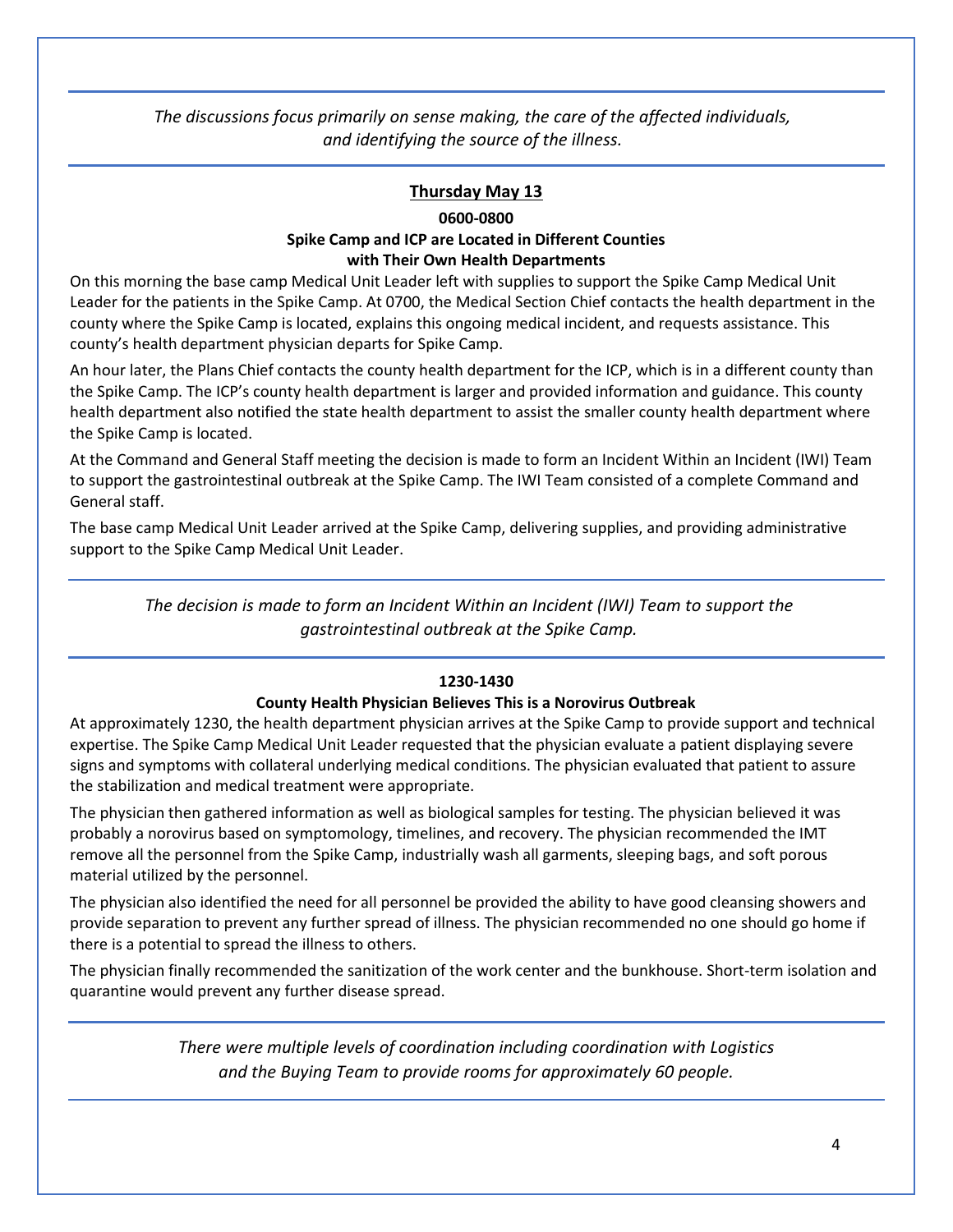*The discussions focus primarily on sense making, the care of the affected individuals, and identifying the source of the illness.*

## Thursday May 13

### 0600-0800

### Spike Camp and ICP are Located in Different Counties with Their Own Health Departments

On this morning the base camp Medical Unit Leader left with supplies to support the Spike Camp Medical Unit Leader for the patients in the Spike Camp. At 0700, the Medical Section Chief contacts the health department in the county where the Spike Camp is located, explains this ongoing medical incident, and requests assistance. This county's health department physician departs for Spike Camp.

An hour later, the Plans Chief contacts the county health department for the ICP, which is in a different county than the Spike Camp. The ICP's county health department is larger and provided information and guidance. This county health department also notified the state health department to assist the smaller county health department where the Spike Camp is located.

At the Command and General Staff meeting the decision is made to form an Incident Within an Incident (IWI) Team to support the gastrointestinal outbreak at the Spike Camp. The IWI Team consisted of a complete Command and General staff.

The base camp Medical Unit Leader arrived at the Spike Camp, delivering supplies, and providing administrative support to the Spike Camp Medical Unit Leader.

*The decision is made to form an Incident Within an Incident (IWI) Team to support the gastrointestinal outbreak at the Spike Camp.*

### 1230-1430

### County Health Physician Believes This is a Norovirus Outbreak

At approximately 1230, the health department physician arrives at the Spike Camp to provide support and technical expertise. The Spike Camp Medical Unit Leader requested that the physician evaluate a patient displaying severe signs and symptoms with collateral underlying medical conditions. The physician evaluated that patient to assure the stabilization and medical treatment were appropriate.

The physician then gathered information as well as biological samples for testing. The physician believed it was probably a norovirus based on symptomology, timelines, and recovery. The physician recommended the IMT remove all the personnel from the Spike Camp, industrially wash all garments, sleeping bags, and soft porous material utilized by the personnel.

The physician also identified the need for all personnel be provided the ability to have good cleansing showers and provide separation to prevent any further spread of illness. The physician recommended no one should go home if there is a potential to spread the illness to others.

The physician finally recommended the sanitization of the work center and the bunkhouse. Short-term isolation and quarantine would prevent any further disease spread.

*There were multiple levels of coordination including coordination with Logistics and the Buying Team to provide rooms for approximately 60 people.*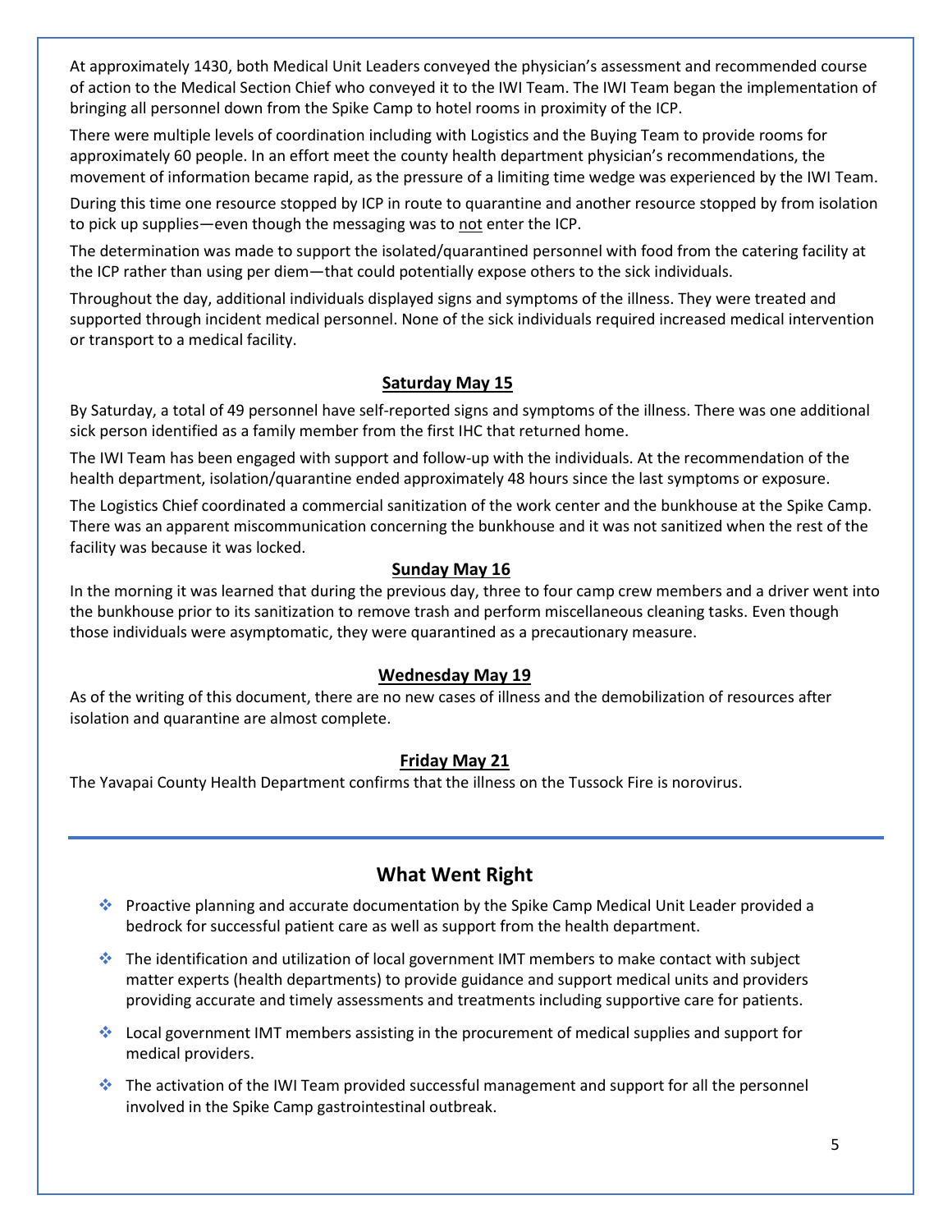At approximately 1430, both Medical Unit Leaders conveyed the physician's assessment and recommended course of action to the Medical Section Chief who conveyed it to the IWI Team. The IWI Team began the implementation of bringing all personnel down from the Spike Camp to hotel rooms in proximity of the ICP.

There were multiple levels of coordination including with Logistics and the Buying Team to provide rooms for approximately 60 people. In an effort meet the county health department physician's recommendations, the movement of information became rapid, as the pressure of a limiting time wedge was experienced by the IWI Team.

During this time one resource stopped by ICP in route to quarantine and another resource stopped by from isolation to pick up supplies—even though the messaging was to not enter the ICP.

The determination was made to support the isolated/quarantined personnel with food from the catering facility at the ICP rather than using per diem—that could potentially expose others to the sick individuals.

Throughout the day, additional individuals displayed signs and symptoms of the illness. They were treated and supported through incident medical personnel. None of the sick individuals required increased medical intervention or transport to a medical facility.

### Saturday May 15

By Saturday, a total of 49 personnel have self-reported signs and symptoms of the illness. There was one additional sick person identified as a family member from the first IHC that returned home.

The IWI Team has been engaged with support and follow-up with the individuals. At the recommendation of the health department, isolation/quarantine ended approximately 48 hours since the last symptoms or exposure.

The Logistics Chief coordinated a commercial sanitization of the work center and the bunkhouse at the Spike Camp. There was an apparent miscommunication concerning the bunkhouse and it was not sanitized when the rest of the facility was because it was locked.

### Sunday May 16

In the morning it was learned that during the previous day, three to four camp crew members and a driver went into the bunkhouse prior to its sanitization to remove trash and perform miscellaneous cleaning tasks. Even though those individuals were asymptomatic, they were quarantined as a precautionary measure.

### Wednesday May 19

As of the writing of this document, there are no new cases of illness and the demobilization of resources after isolation and quarantine are almost complete.

### Friday May 21

The Yavapai County Health Department confirms that the illness on the Tussock Fire is norovirus.

## What Went Right

- Proactive planning and accurate documentation by the Spike Camp Medical Unit Leader provided a bedrock for successful patient care as well as support from the health department.
- The identification and utilization of local government IMT members to make contact with subject matter experts (health departments) to provide guidance and support medical units and providers providing accurate and timely assessments and treatments including supportive care for patients.
- Local government IMT members assisting in the procurement of medical supplies and support for medical providers.
- The activation of the IWI Team provided successful management and support for all the personnel involved in the Spike Camp gastrointestinal outbreak.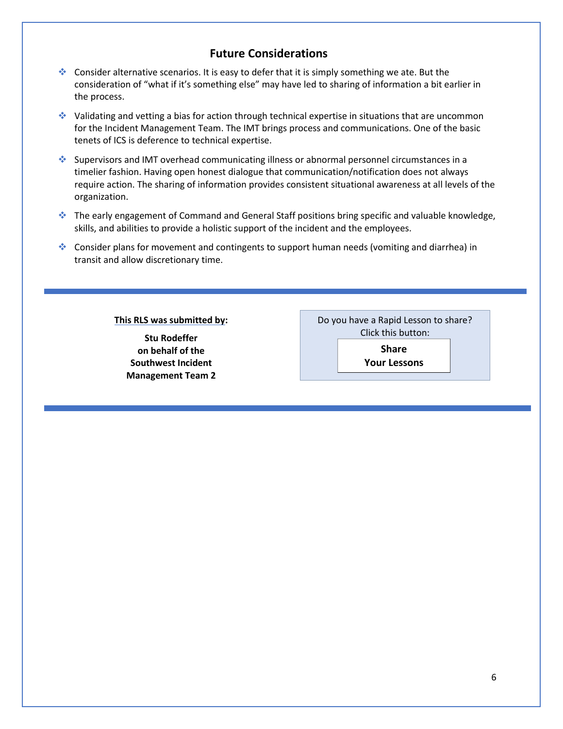## Future Considerations

- Consider alternative scenarios. It is easy to defer that it is simply something we ate. But the consideration of "what if it's something else" may have led to sharing of information a bit earlier in the process.
- Validating and vetting a bias for action through technical expertise in situations that are uncommon for the Incident Management Team. The IMT brings process and communications. One of the basic tenets of ICS is deference to technical expertise.
- Supervisors and IMT overhead communicating illness or abnormal personnel circumstances in a timelier fashion. Having open honest dialogue that communication/notification does not always require action. The sharing of information provides consistent situational awareness at all levels of the organization.
- The early engagement of Command and General Staff positions bring specific and valuable knowledge, skills, and abilities to provide a holistic support of the incident and the employees.
- Consider plans for movement and contingents to support human needs (vomiting and diarrhea) in transit and allow discretionary time.

---

**This RLS was submitted by:**

**Stu Rodeffer**
**on behalf of the**
**Southwest Incident**
**Management Team 2**

Do you have a Rapid Lesson to share?
Click this button:

**Share Your Lessons**

---